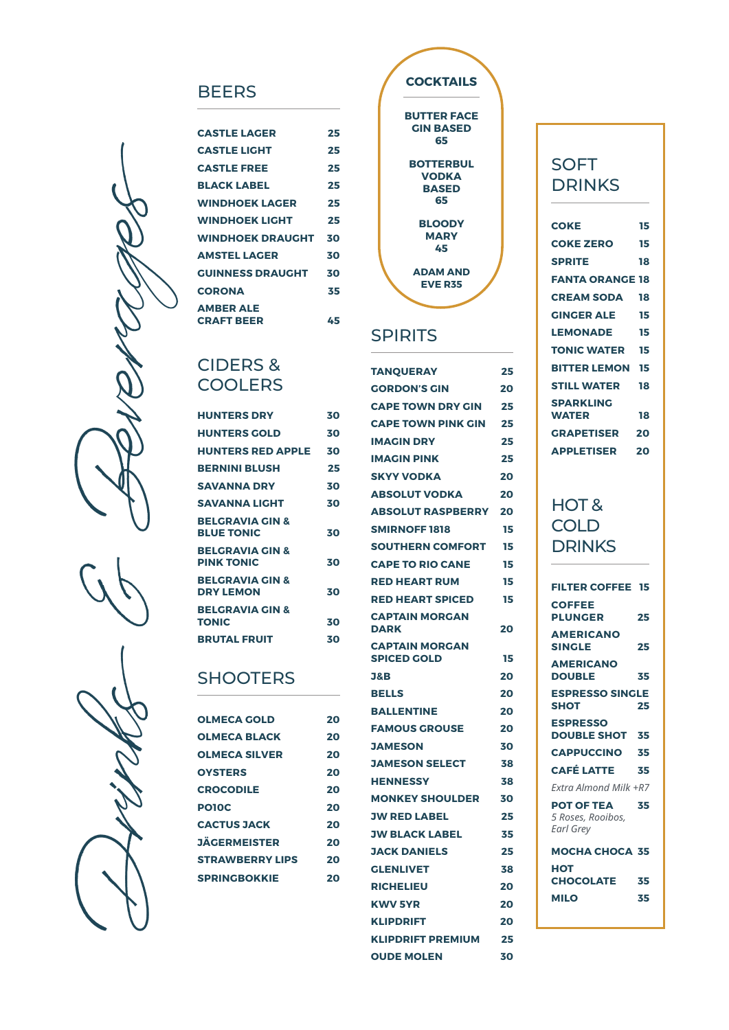# Drinks & Beverages

## BEERS

| | |
|---|---|
| CASTLE LAGER | 25 |
| CASTLE LIGHT | 25 |
| CASTLE FREE | 25 |
| BLACK LABEL | 25 |
| WINDHOEK LAGER | 25 |
| WINDHOEK LIGHT | 25 |
| WINDHOEK DRAUGHT | 30 |
| AMSTEL LAGER | 30 |
| GUINNESS DRAUGHT | 30 |
| CORONA | 35 |
| AMBER ALE CRAFT BEER | 45 |

## CIDERS & COOLERS

| | |
|---|---|
| HUNTERS DRY | 30 |
| HUNTERS GOLD | 30 |
| HUNTERS RED APPLE | 30 |
| BERNINI BLUSH | 25 |
| SAVANNA DRY | 30 |
| SAVANNA LIGHT | 30 |
| BELGRAVIA GIN & BLUE TONIC | 30 |
| BELGRAVIA GIN & PINK TONIC | 30 |
| BELGRAVIA GIN & DRY LEMON | 30 |
| BELGRAVIA GIN & TONIC | 30 |
| BRUTAL FRUIT | 30 |

## SHOOTERS

| | |
|---|---|
| OLMECA GOLD | 20 |
| OLMECA BLACK | 20 |
| OLMECA SILVER | 20 |
| OYSTERS | 20 |
| CROCODILE | 20 |
| PO10C | 20 |
| CACTUS JACK | 20 |
| JÄGERMEISTER | 20 |
| STRAWBERRY LIPS | 20 |
| SPRINGBOKKIE | 20 |

## COCKTAILS

**BUTTER FACE GIN BASED**
65

**BOTTERBUL VODKA BASED**
65

**BLOODY MARY**
45

**ADAM AND EVE R35**

## SPIRITS

| | |
|---|---|
| TANQUERAY | 25 |
| GORDON'S GIN | 20 |
| CAPE TOWN DRY GIN | 25 |
| CAPE TOWN PINK GIN | 25 |
| IMAGIN DRY | 25 |
| IMAGIN PINK | 25 |
| SKYY VODKA | 20 |
| ABSOLUT VODKA | 20 |
| ABSOLUT RASPBERRY | 20 |
| SMIRNOFF 1818 | 15 |
| SOUTHERN COMFORT | 15 |
| CAPE TO RIO CANE | 15 |
| RED HEART RUM | 15 |
| RED HEART SPICED | 15 |
| CAPTAIN MORGAN DARK | 20 |
| CAPTAIN MORGAN SPICED GOLD | 15 |
| J&B | 20 |
| BELLS | 20 |
| BALLENTINE | 20 |
| FAMOUS GROUSE | 20 |
| JAMESON | 30 |
| JAMESON SELECT | 38 |
| HENNESSY | 38 |
| MONKEY SHOULDER | 30 |
| JW RED LABEL | 25 |
| JW BLACK LABEL | 35 |
| JACK DANIELS | 25 |
| GLENLIVET | 38 |
| RICHELIEU | 20 |
| KWV 5YR | 20 |
| KLIPDRIFT | 20 |
| KLIPDRIFT PREMIUM | 25 |
| OUDE MOLEN | 30 |

## SOFT DRINKS

| | |
|---|---|
| COKE | 15 |
| COKE ZERO | 15 |
| SPRITE | 18 |
| FANTA ORANGE | 18 |
| CREAM SODA | 18 |
| GINGER ALE | 15 |
| LEMONADE | 15 |
| TONIC WATER | 15 |
| BITTER LEMON | 15 |
| STILL WATER | 18 |
| SPARKLING WATER | 18 |
| GRAPETISER | 20 |
| APPLETISER | 20 |

## HOT & COLD DRINKS

| | |
|---|---|
| FILTER COFFEE | 15 |
| COFFEE PLUNGER | 25 |
| AMERICANO SINGLE | 25 |
| AMERICANO DOUBLE | 35 |
| ESPRESSO SINGLE SHOT | 25 |
| ESPRESSO DOUBLE SHOT | 35 |
| CAPPUCCINO | 35 |
| CAFÉ LATTE | 35 |

*Extra Almond Milk +R7*

| | |
|---|---|
| POT OF TEA *5 Roses, Rooibos, Earl Grey* | 35 |
| MOCHA CHOCA | 35 |
| HOT CHOCOLATE | 35 |
| MILO | 35 |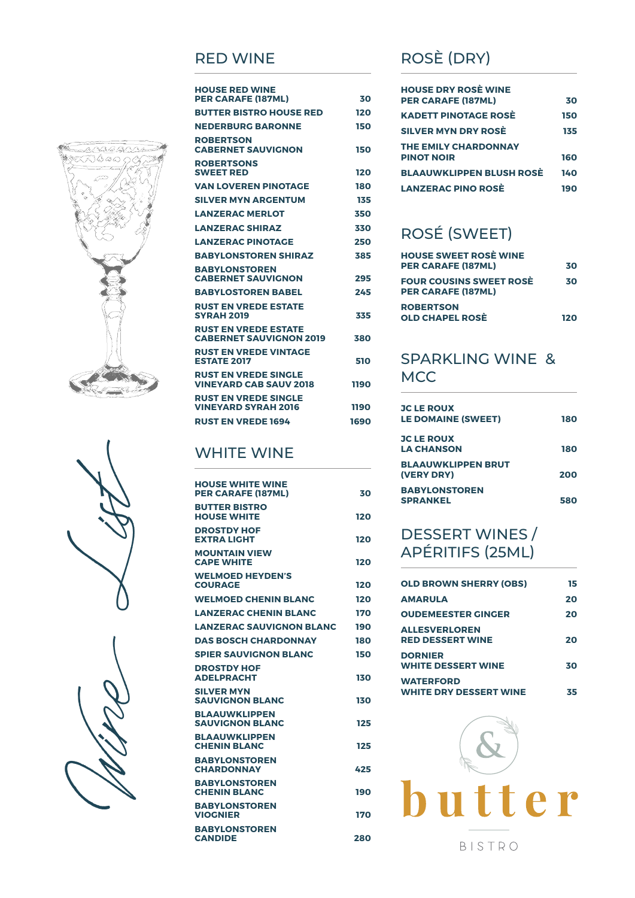# Wine List

## RED WINE

| | |
|---|---|
| HOUSE RED WINE PER CARAFE (187ML) | 30 |
| BUTTER BISTRO HOUSE RED | 120 |
| NEDERBURG BARONNE | 150 |
| ROBERTSON CABERNET SAUVIGNON | 150 |
| ROBERTSONS SWEET RED | 120 |
| VAN LOVEREN PINOTAGE | 180 |
| SILVER MYN ARGENTUM | 135 |
| LANZERAC MERLOT | 350 |
| LANZERAC SHIRAZ | 330 |
| LANZERAC PINOTAGE | 250 |
| BABYLONSTOREN SHIRAZ | 385 |
| BABYLONSTOREN CABERNET SAUVIGNON | 295 |
| BABYLOSTOREN BABEL | 245 |
| RUST EN VREDE ESTATE SYRAH 2019 | 335 |
| RUST EN VREDE ESTATE CABERNET SAUVIGNON 2019 | 380 |
| RUST EN VREDE VINTAGE ESTATE 2017 | 510 |
| RUST EN VREDE SINGLE VINEYARD CAB SAUV 2018 | 1190 |
| RUST EN VREDE SINGLE VINEYARD SYRAH 2016 | 1190 |
| RUST EN VREDE 1694 | 1690 |

## WHITE WINE

| | |
|---|---|
| HOUSE WHITE WINE PER CARAFE (187ML) | 30 |
| BUTTER BISTRO HOUSE WHITE | 120 |
| DROSTDY HOF EXTRA LIGHT | 120 |
| MOUNTAIN VIEW CAPE WHITE | 120 |
| WELMOED HEYDEN'S COURAGE | 120 |
| WELMOED CHENIN BLANC | 120 |
| LANZERAC CHENIN BLANC | 170 |
| LANZERAC SAUVIGNON BLANC | 190 |
| DAS BOSCH CHARDONNAY | 180 |
| SPIER SAUVIGNON BLANC | 150 |
| DROSTDY HOF ADELPRACHT | 130 |
| SILVER MYN SAUVIGNON BLANC | 130 |
| BLAAUWKLIPPEN SAUVIGNON BLANC | 125 |
| BLAAUWKLIPPEN CHENIN BLANC | 125 |
| BABYLONSTOREN CHARDONNAY | 425 |
| BABYLONSTOREN CHENIN BLANC | 190 |
| BABYLONSTOREN VIOGNIER | 170 |
| BABYLONSTOREN CANDIDE | 280 |

## ROSÈ (DRY)

| | |
|---|---|
| HOUSE DRY ROSÈ WINE PER CARAFE (187ML) | 30 |
| KADETT PINOTAGE ROSÈ | 150 |
| SILVER MYN DRY ROSÈ | 135 |
| THE EMILY CHARDONNAY PINOT NOIR | 160 |
| BLAAUWKLIPPEN BLUSH ROSÈ | 140 |
| LANZERAC PINO ROSÈ | 190 |

## ROSÉ (SWEET)

| | |
|---|---|
| HOUSE SWEET ROSÈ WINE PER CARAFE (187ML) | 30 |
| FOUR COUSINS SWEET ROSÈ PER CARAFE (187ML) | 30 |
| ROBERTSON OLD CHAPEL ROSÈ | 120 |

## SPARKLING WINE & MCC

| | |
|---|---|
| JC LE ROUX LE DOMAINE (SWEET) | 180 |
| JC LE ROUX LA CHANSON | 180 |
| BLAAUWKLIPPEN BRUT (VERY DRY) | 200 |
| BABYLONSTOREN SPRANKEL | 580 |

## DESSERT WINES / APÉRITIFS (25ML)

| | |
|---|---|
| OLD BROWN SHERRY (OBS) | 15 |
| AMARULA | 20 |
| OUDEMEESTER GINGER | 20 |
| ALLESVERLOREN RED DESSERT WINE | 20 |
| DORNIER WHITE DESSERT WINE | 30 |
| WATERFORD WHITE DRY DESSERT WINE | 35 |

& butter

BISTRO